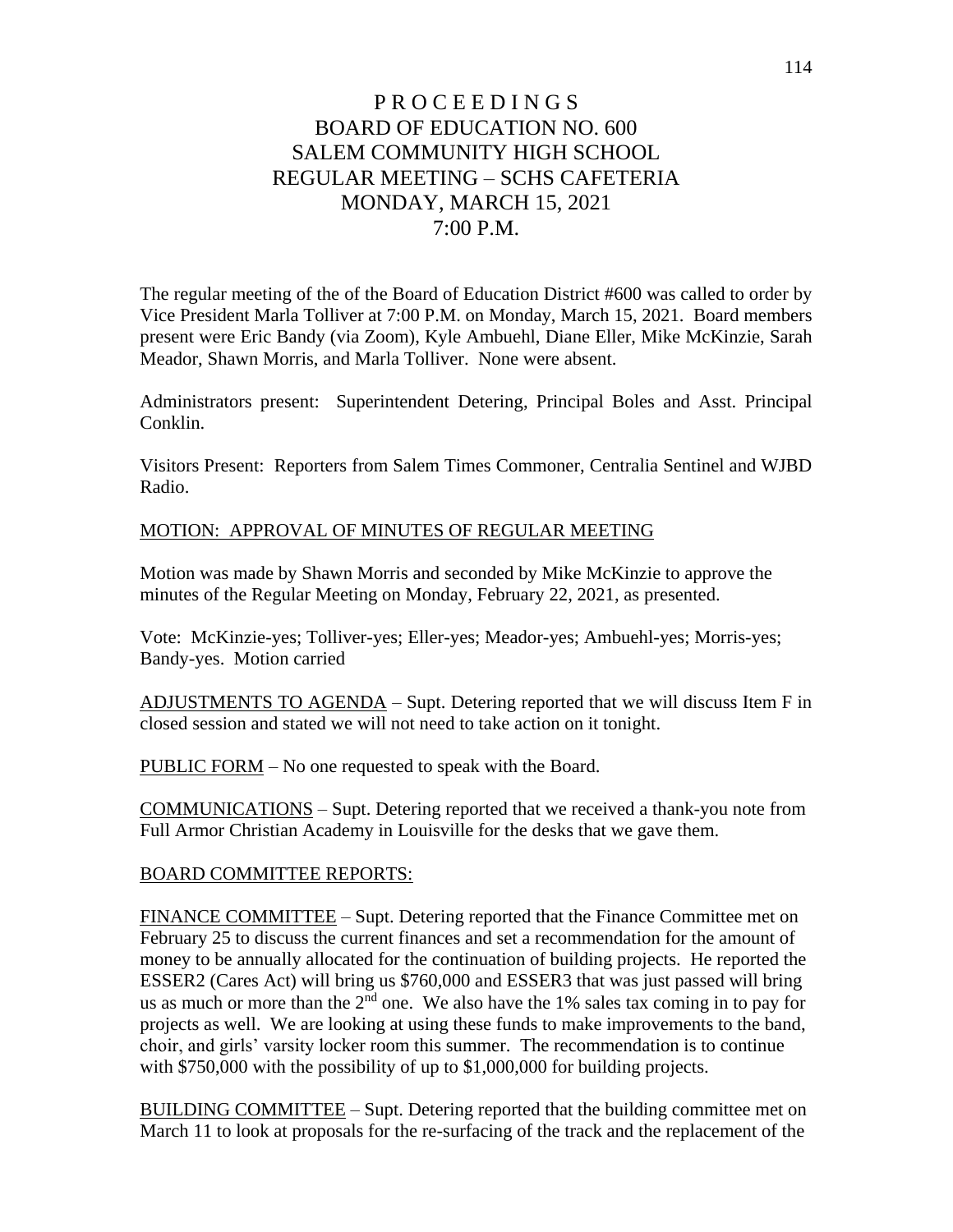# P R O C E E D I N G S
# BOARD OF EDUCATION NO. 600
# SALEM COMMUNITY HIGH SCHOOL
# REGULAR MEETING – SCHS CAFETERIA
# MONDAY, MARCH 15, 2021
# 7:00 P.M.

The regular meeting of the of the Board of Education District #600 was called to order by Vice President Marla Tolliver at 7:00 P.M. on Monday, March 15, 2021. Board members present were Eric Bandy (via Zoom), Kyle Ambuehl, Diane Eller, Mike McKinzie, Sarah Meador, Shawn Morris, and Marla Tolliver. None were absent.

Administrators present: Superintendent Detering, Principal Boles and Asst. Principal Conklin.

Visitors Present: Reporters from Salem Times Commoner, Centralia Sentinel and WJBD Radio.

<u>MOTION: APPROVAL OF MINUTES OF REGULAR MEETING</u>

Motion was made by Shawn Morris and seconded by Mike McKinzie to approve the minutes of the Regular Meeting on Monday, February 22, 2021, as presented.

Vote: McKinzie-yes; Tolliver-yes; Eller-yes; Meador-yes; Ambuehl-yes; Morris-yes; Bandy-yes. Motion carried

<u>ADJUSTMENTS TO AGENDA</u> – Supt. Detering reported that we will discuss Item F in closed session and stated we will not need to take action on it tonight.

<u>PUBLIC FORM</u> – No one requested to speak with the Board.

<u>COMMUNICATIONS</u> – Supt. Detering reported that we received a thank-you note from Full Armor Christian Academy in Louisville for the desks that we gave them.

<u>BOARD COMMITTEE REPORTS:</u>

<u>FINANCE COMMITTEE</u> – Supt. Detering reported that the Finance Committee met on February 25 to discuss the current finances and set a recommendation for the amount of money to be annually allocated for the continuation of building projects. He reported the ESSER2 (Cares Act) will bring us $760,000 and ESSER3 that was just passed will bring us as much or more than the 2nd one. We also have the 1% sales tax coming in to pay for projects as well. We are looking at using these funds to make improvements to the band, choir, and girls' varsity locker room this summer. The recommendation is to continue with $750,000 with the possibility of up to $1,000,000 for building projects.

<u>BUILDING COMMITTEE</u> – Supt. Detering reported that the building committee met on March 11 to look at proposals for the re-surfacing of the track and the replacement of the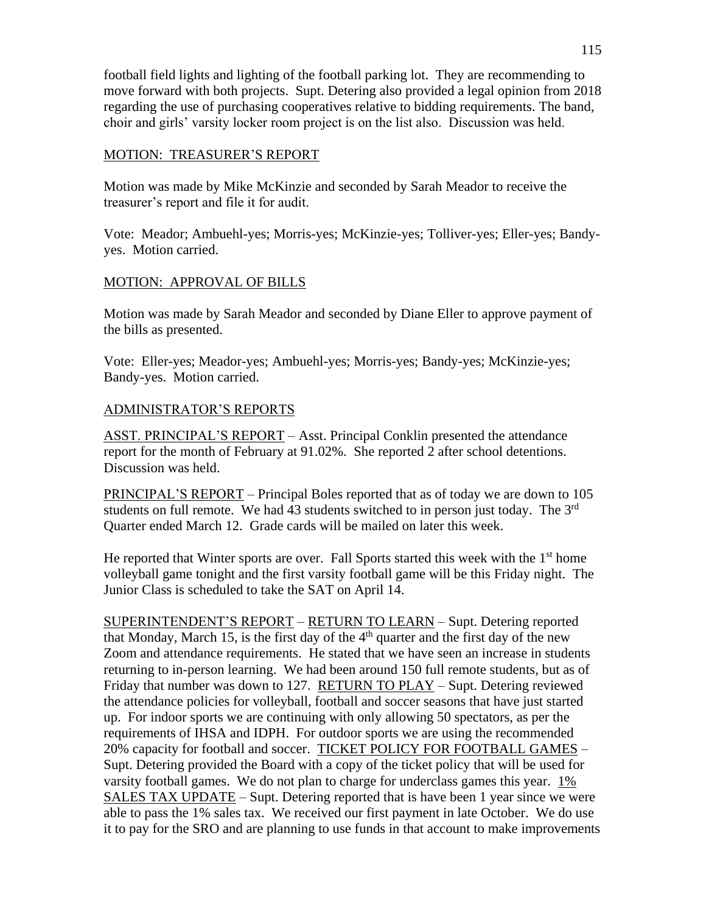football field lights and lighting of the football parking lot. They are recommending to move forward with both projects. Supt. Detering also provided a legal opinion from 2018 regarding the use of purchasing cooperatives relative to bidding requirements. The band, choir and girls' varsity locker room project is on the list also. Discussion was held.

MOTION: TREASURER'S REPORT

Motion was made by Mike McKinzie and seconded by Sarah Meador to receive the treasurer's report and file it for audit.

Vote: Meador; Ambuehl-yes; Morris-yes; McKinzie-yes; Tolliver-yes; Eller-yes; Bandy-yes. Motion carried.

MOTION: APPROVAL OF BILLS

Motion was made by Sarah Meador and seconded by Diane Eller to approve payment of the bills as presented.

Vote: Eller-yes; Meador-yes; Ambuehl-yes; Morris-yes; Bandy-yes; McKinzie-yes; Bandy-yes. Motion carried.

ADMINISTRATOR'S REPORTS

ASST. PRINCIPAL'S REPORT – Asst. Principal Conklin presented the attendance report for the month of February at 91.02%. She reported 2 after school detentions. Discussion was held.

PRINCIPAL'S REPORT – Principal Boles reported that as of today we are down to 105 students on full remote. We had 43 students switched to in person just today. The 3rd Quarter ended March 12. Grade cards will be mailed on later this week.

He reported that Winter sports are over. Fall Sports started this week with the 1st home volleyball game tonight and the first varsity football game will be this Friday night. The Junior Class is scheduled to take the SAT on April 14.

SUPERINTENDENT'S REPORT – RETURN TO LEARN – Supt. Detering reported that Monday, March 15, is the first day of the 4th quarter and the first day of the new Zoom and attendance requirements. He stated that we have seen an increase in students returning to in-person learning. We had been around 150 full remote students, but as of Friday that number was down to 127. RETURN TO PLAY – Supt. Detering reviewed the attendance policies for volleyball, football and soccer seasons that have just started up. For indoor sports we are continuing with only allowing 50 spectators, as per the requirements of IHSA and IDPH. For outdoor sports we are using the recommended 20% capacity for football and soccer. TICKET POLICY FOR FOOTBALL GAMES – Supt. Detering provided the Board with a copy of the ticket policy that will be used for varsity football games. We do not plan to charge for underclass games this year. 1% SALES TAX UPDATE – Supt. Detering reported that is have been 1 year since we were able to pass the 1% sales tax. We received our first payment in late October. We do use it to pay for the SRO and are planning to use funds in that account to make improvements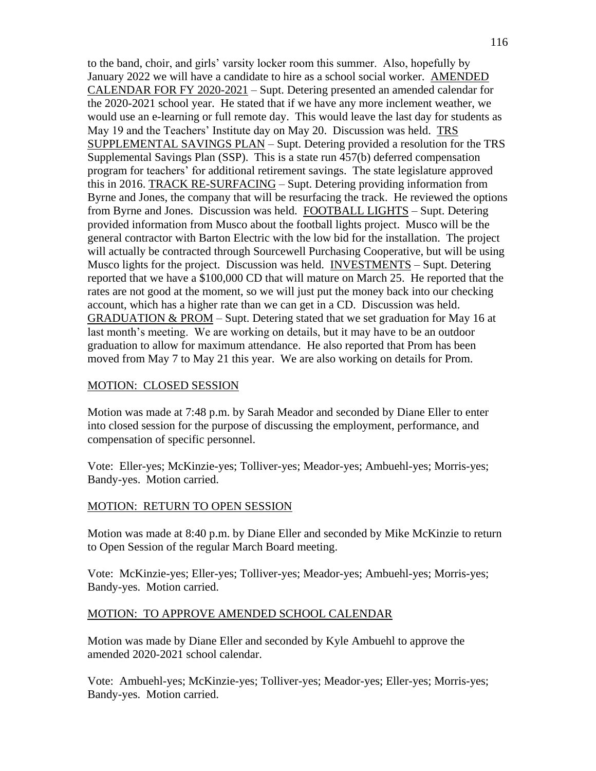to the band, choir, and girls' varsity locker room this summer. Also, hopefully by January 2022 we will have a candidate to hire as a school social worker. AMENDED CALENDAR FOR FY 2020-2021 – Supt. Detering presented an amended calendar for the 2020-2021 school year. He stated that if we have any more inclement weather, we would use an e-learning or full remote day. This would leave the last day for students as May 19 and the Teachers' Institute day on May 20. Discussion was held. TRS SUPPLEMENTAL SAVINGS PLAN – Supt. Detering provided a resolution for the TRS Supplemental Savings Plan (SSP). This is a state run 457(b) deferred compensation program for teachers' for additional retirement savings. The state legislature approved this in 2016. TRACK RE-SURFACING – Supt. Detering providing information from Byrne and Jones, the company that will be resurfacing the track. He reviewed the options from Byrne and Jones. Discussion was held. FOOTBALL LIGHTS – Supt. Detering provided information from Musco about the football lights project. Musco will be the general contractor with Barton Electric with the low bid for the installation. The project will actually be contracted through Sourcewell Purchasing Cooperative, but will be using Musco lights for the project. Discussion was held. INVESTMENTS – Supt. Detering reported that we have a $100,000 CD that will mature on March 25. He reported that the rates are not good at the moment, so we will just put the money back into our checking account, which has a higher rate than we can get in a CD. Discussion was held. GRADUATION & PROM – Supt. Detering stated that we set graduation for May 16 at last month's meeting. We are working on details, but it may have to be an outdoor graduation to allow for maximum attendance. He also reported that Prom has been moved from May 7 to May 21 this year. We are also working on details for Prom.

MOTION: CLOSED SESSION

Motion was made at 7:48 p.m. by Sarah Meador and seconded by Diane Eller to enter into closed session for the purpose of discussing the employment, performance, and compensation of specific personnel.

Vote: Eller-yes; McKinzie-yes; Tolliver-yes; Meador-yes; Ambuehl-yes; Morris-yes; Bandy-yes. Motion carried.

MOTION: RETURN TO OPEN SESSION

Motion was made at 8:40 p.m. by Diane Eller and seconded by Mike McKinzie to return to Open Session of the regular March Board meeting.

Vote: McKinzie-yes; Eller-yes; Tolliver-yes; Meador-yes; Ambuehl-yes; Morris-yes; Bandy-yes. Motion carried.

MOTION: TO APPROVE AMENDED SCHOOL CALENDAR

Motion was made by Diane Eller and seconded by Kyle Ambuehl to approve the amended 2020-2021 school calendar.

Vote: Ambuehl-yes; McKinzie-yes; Tolliver-yes; Meador-yes; Eller-yes; Morris-yes; Bandy-yes. Motion carried.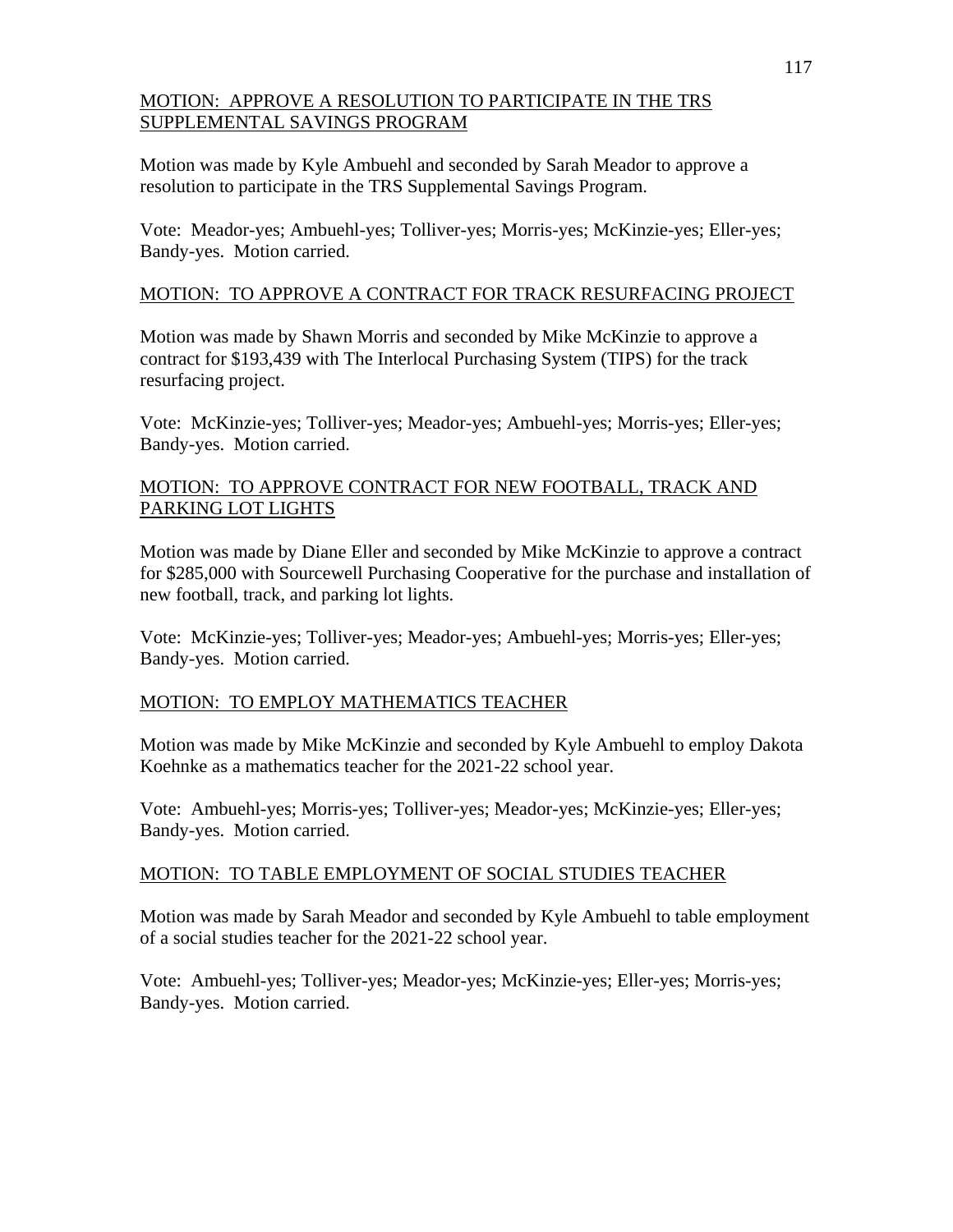<u>MOTION: APPROVE A RESOLUTION TO PARTICIPATE IN THE TRS SUPPLEMENTAL SAVINGS PROGRAM</u>

Motion was made by Kyle Ambuehl and seconded by Sarah Meador to approve a resolution to participate in the TRS Supplemental Savings Program.

Vote: Meador-yes; Ambuehl-yes; Tolliver-yes; Morris-yes; McKinzie-yes; Eller-yes; Bandy-yes. Motion carried.

<u>MOTION: TO APPROVE A CONTRACT FOR TRACK RESURFACING PROJECT</u>

Motion was made by Shawn Morris and seconded by Mike McKinzie to approve a contract for $193,439 with The Interlocal Purchasing System (TIPS) for the track resurfacing project.

Vote: McKinzie-yes; Tolliver-yes; Meador-yes; Ambuehl-yes; Morris-yes; Eller-yes; Bandy-yes. Motion carried.

<u>MOTION: TO APPROVE CONTRACT FOR NEW FOOTBALL, TRACK AND PARKING LOT LIGHTS</u>

Motion was made by Diane Eller and seconded by Mike McKinzie to approve a contract for $285,000 with Sourcewell Purchasing Cooperative for the purchase and installation of new football, track, and parking lot lights.

Vote: McKinzie-yes; Tolliver-yes; Meador-yes; Ambuehl-yes; Morris-yes; Eller-yes; Bandy-yes. Motion carried.

<u>MOTION: TO EMPLOY MATHEMATICS TEACHER</u>

Motion was made by Mike McKinzie and seconded by Kyle Ambuehl to employ Dakota Koehnke as a mathematics teacher for the 2021-22 school year.

Vote: Ambuehl-yes; Morris-yes; Tolliver-yes; Meador-yes; McKinzie-yes; Eller-yes; Bandy-yes. Motion carried.

<u>MOTION: TO TABLE EMPLOYMENT OF SOCIAL STUDIES TEACHER</u>

Motion was made by Sarah Meador and seconded by Kyle Ambuehl to table employment of a social studies teacher for the 2021-22 school year.

Vote: Ambuehl-yes; Tolliver-yes; Meador-yes; McKinzie-yes; Eller-yes; Morris-yes; Bandy-yes. Motion carried.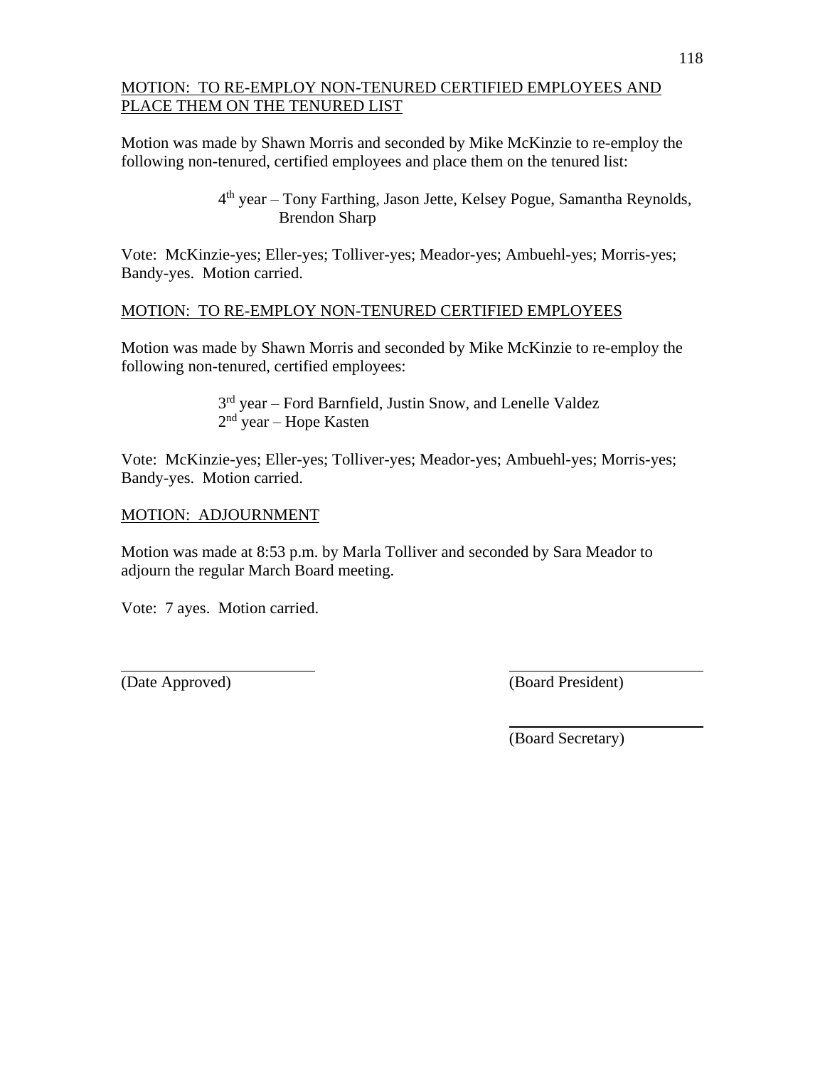MOTION: TO RE-EMPLOY NON-TENURED CERTIFIED EMPLOYEES AND PLACE THEM ON THE TENURED LIST

Motion was made by Shawn Morris and seconded by Mike McKinzie to re-employ the following non-tenured, certified employees and place them on the tenured list:

4th year – Tony Farthing, Jason Jette, Kelsey Pogue, Samantha Reynolds, Brendon Sharp

Vote: McKinzie-yes; Eller-yes; Tolliver-yes; Meador-yes; Ambuehl-yes; Morris-yes; Bandy-yes. Motion carried.

MOTION: TO RE-EMPLOY NON-TENURED CERTIFIED EMPLOYEES

Motion was made by Shawn Morris and seconded by Mike McKinzie to re-employ the following non-tenured, certified employees:

3rd year – Ford Barnfield, Justin Snow, and Lenelle Valdez
2nd year – Hope Kasten

Vote: McKinzie-yes; Eller-yes; Tolliver-yes; Meador-yes; Ambuehl-yes; Morris-yes; Bandy-yes. Motion carried.

MOTION: ADJOURNMENT

Motion was made at 8:53 p.m. by Marla Tolliver and seconded by Sara Meador to adjourn the regular March Board meeting.

Vote: 7 ayes. Motion carried.

\_\_\_\_\_\_\_\_\_\_\_\_\_\_\_\_\_\_\_\_\_\_\_\_ \_\_\_\_\_\_\_\_\_\_\_\_\_\_\_\_\_\_\_\_\_\_\_\_
(Date Approved) (Board President)

\_\_\_\_\_\_\_\_\_\_\_\_\_\_\_\_\_\_\_\_\_\_\_\_
(Board Secretary)